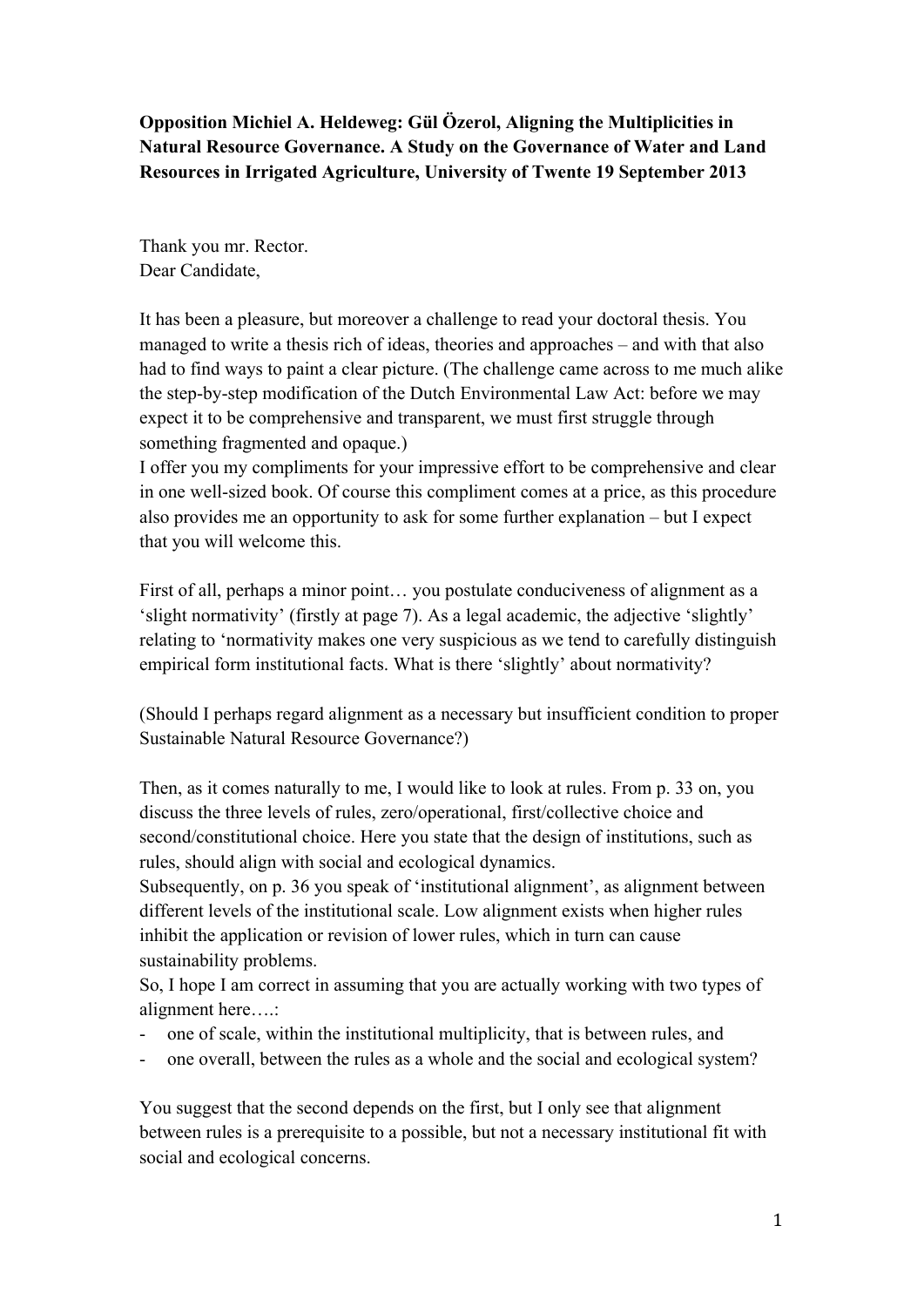**Opposition Michiel A. Heldeweg: Gül Özerol, Aligning the Multiplicities in Natural Resource Governance. A Study on the Governance of Water and Land Resources in Irrigated Agriculture, University of Twente 19 September 2013**

Thank you mr. Rector.
Dear Candidate,

It has been a pleasure, but moreover a challenge to read your doctoral thesis. You managed to write a thesis rich of ideas, theories and approaches – and with that also had to find ways to paint a clear picture. (The challenge came across to me much alike the step-by-step modification of the Dutch Environmental Law Act: before we may expect it to be comprehensive and transparent, we must first struggle through something fragmented and opaque.)
I offer you my compliments for your impressive effort to be comprehensive and clear in one well-sized book. Of course this compliment comes at a price, as this procedure also provides me an opportunity to ask for some further explanation – but I expect that you will welcome this.

First of all, perhaps a minor point… you postulate conduciveness of alignment as a 'slight normativity' (firstly at page 7). As a legal academic, the adjective 'slightly' relating to 'normativity makes one very suspicious as we tend to carefully distinguish empirical form institutional facts. What is there 'slightly' about normativity?

(Should I perhaps regard alignment as a necessary but insufficient condition to proper Sustainable Natural Resource Governance?)

Then, as it comes naturally to me, I would like to look at rules. From p. 33 on, you discuss the three levels of rules, zero/operational, first/collective choice and second/constitutional choice. Here you state that the design of institutions, such as rules, should align with social and ecological dynamics.
Subsequently, on p. 36 you speak of 'institutional alignment', as alignment between different levels of the institutional scale. Low alignment exists when higher rules inhibit the application or revision of lower rules, which in turn can cause sustainability problems.
So, I hope I am correct in assuming that you are actually working with two types of alignment here….:

- one of scale, within the institutional multiplicity, that is between rules, and
- one overall, between the rules as a whole and the social and ecological system?

You suggest that the second depends on the first, but I only see that alignment between rules is a prerequisite to a possible, but not a necessary institutional fit with social and ecological concerns.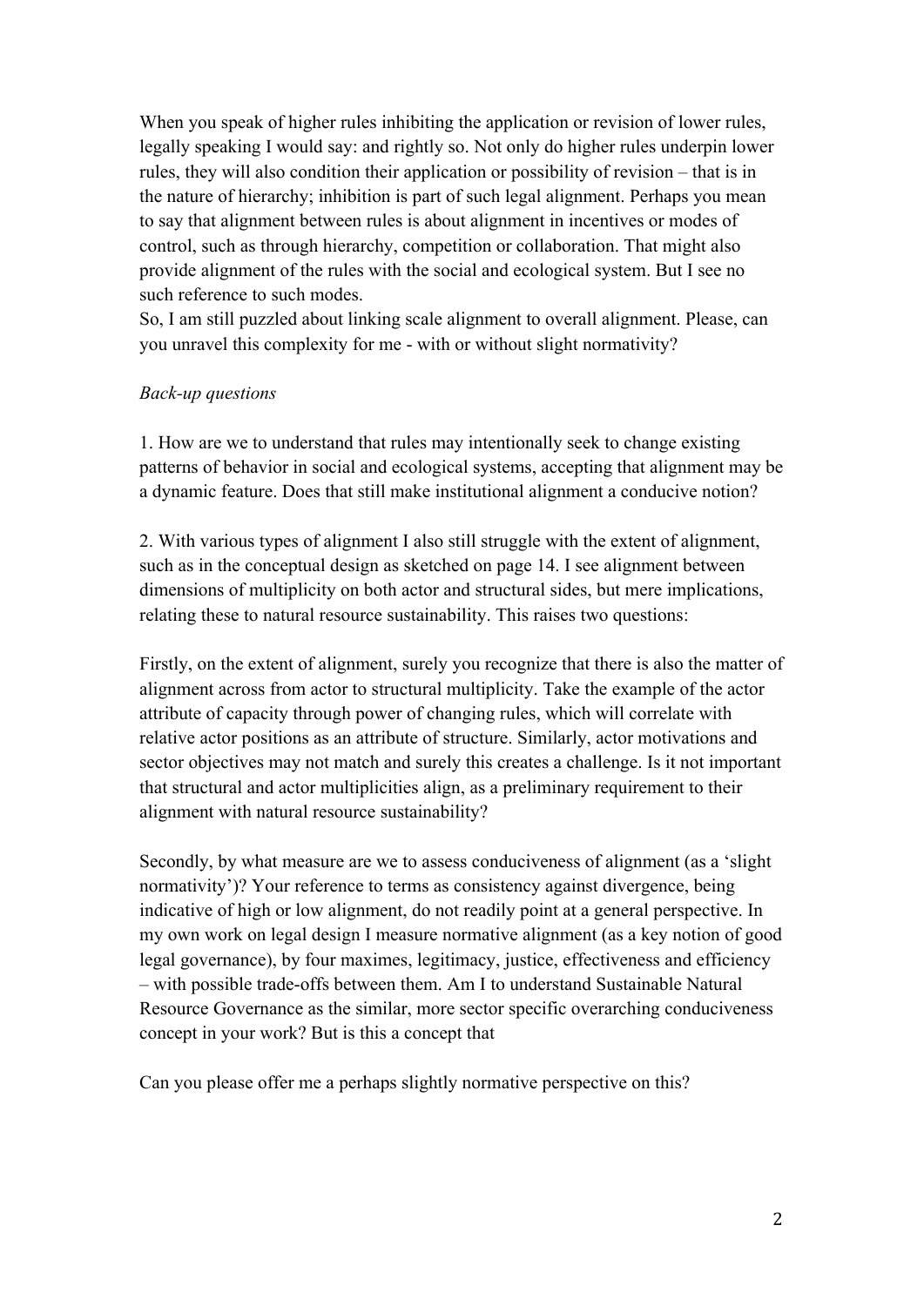When you speak of higher rules inhibiting the application or revision of lower rules, legally speaking I would say: and rightly so. Not only do higher rules underpin lower rules, they will also condition their application or possibility of revision – that is in the nature of hierarchy; inhibition is part of such legal alignment. Perhaps you mean to say that alignment between rules is about alignment in incentives or modes of control, such as through hierarchy, competition or collaboration. That might also provide alignment of the rules with the social and ecological system. But I see no such reference to such modes.
So, I am still puzzled about linking scale alignment to overall alignment. Please, can you unravel this complexity for me - with or without slight normativity?

*Back-up questions*

1. How are we to understand that rules may intentionally seek to change existing patterns of behavior in social and ecological systems, accepting that alignment may be a dynamic feature. Does that still make institutional alignment a conducive notion?

2. With various types of alignment I also still struggle with the extent of alignment, such as in the conceptual design as sketched on page 14. I see alignment between dimensions of multiplicity on both actor and structural sides, but mere implications, relating these to natural resource sustainability. This raises two questions:

Firstly, on the extent of alignment, surely you recognize that there is also the matter of alignment across from actor to structural multiplicity. Take the example of the actor attribute of capacity through power of changing rules, which will correlate with relative actor positions as an attribute of structure. Similarly, actor motivations and sector objectives may not match and surely this creates a challenge. Is it not important that structural and actor multiplicities align, as a preliminary requirement to their alignment with natural resource sustainability?

Secondly, by what measure are we to assess conduciveness of alignment (as a 'slight normativity')? Your reference to terms as consistency against divergence, being indicative of high or low alignment, do not readily point at a general perspective. In my own work on legal design I measure normative alignment (as a key notion of good legal governance), by four maximes, legitimacy, justice, effectiveness and efficiency – with possible trade-offs between them. Am I to understand Sustainable Natural Resource Governance as the similar, more sector specific overarching conduciveness concept in your work? But is this a concept that

Can you please offer me a perhaps slightly normative perspective on this?